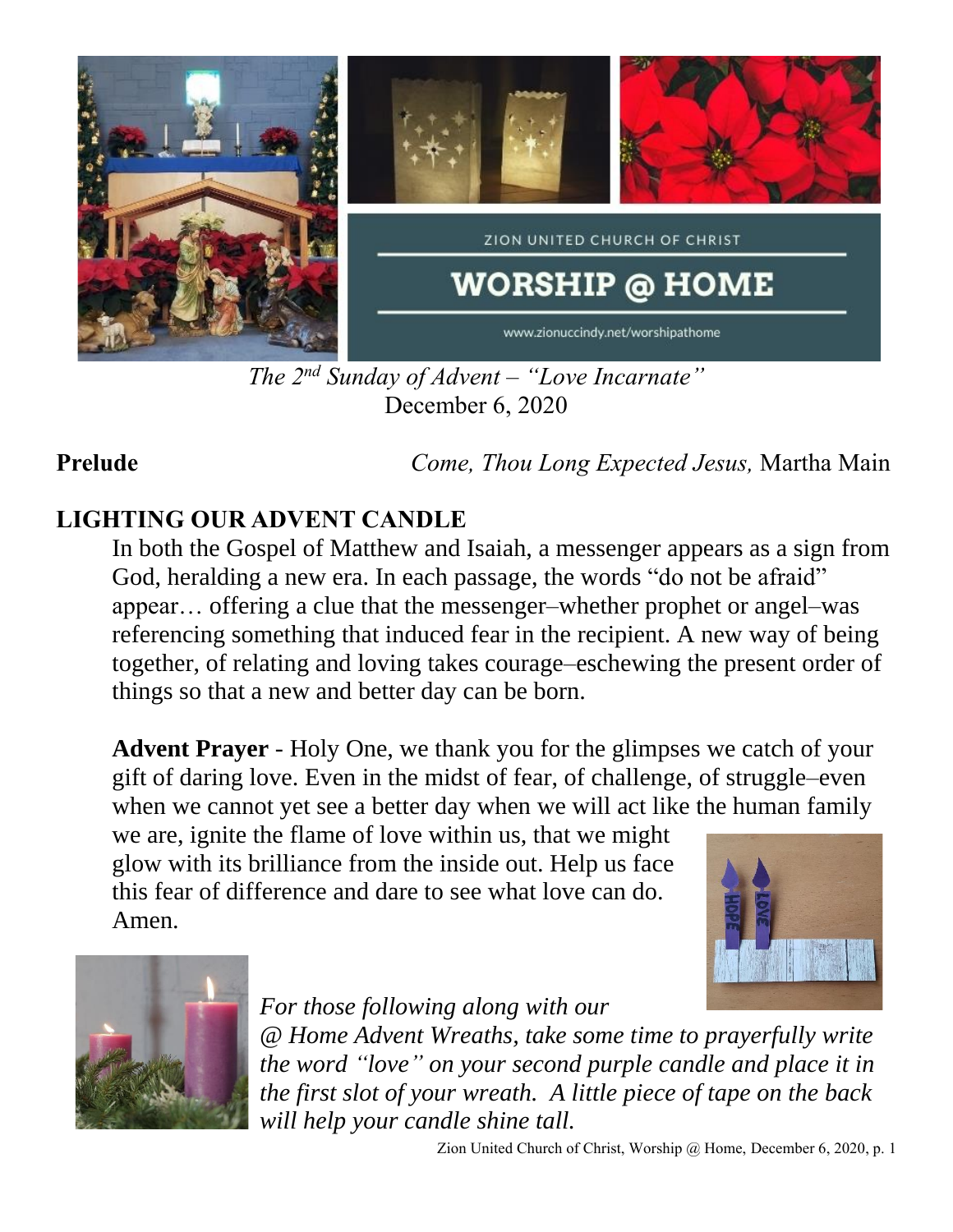ZION UNITED CHURCH OF CHRIST

# WORSHIP @ HOME

www.zionuccindy.net/worshipathome

*The 2nd Sunday of Advent – "Love Incarnate"*
December 6, 2020

**Prelude** *Come, Thou Long Expected Jesus,* Martha Main

## LIGHTING OUR ADVENT CANDLE

In both the Gospel of Matthew and Isaiah, a messenger appears as a sign from God, heralding a new era. In each passage, the words "do not be afraid" appear… offering a clue that the messenger–whether prophet or angel–was referencing something that induced fear in the recipient. A new way of being together, of relating and loving takes courage–eschewing the present order of things so that a new and better day can be born.

**Advent Prayer** - Holy One, we thank you for the glimpses we catch of your gift of daring love. Even in the midst of fear, of challenge, of struggle–even when we cannot yet see a better day when we will act like the human family we are, ignite the flame of love within us, that we might glow with its brilliance from the inside out. Help us face this fear of difference and dare to see what love can do. Amen.

*For those following along with our @ Home Advent Wreaths, take some time to prayerfully write the word "love" on your second purple candle and place it in the first slot of your wreath. A little piece of tape on the back will help your candle shine tall.*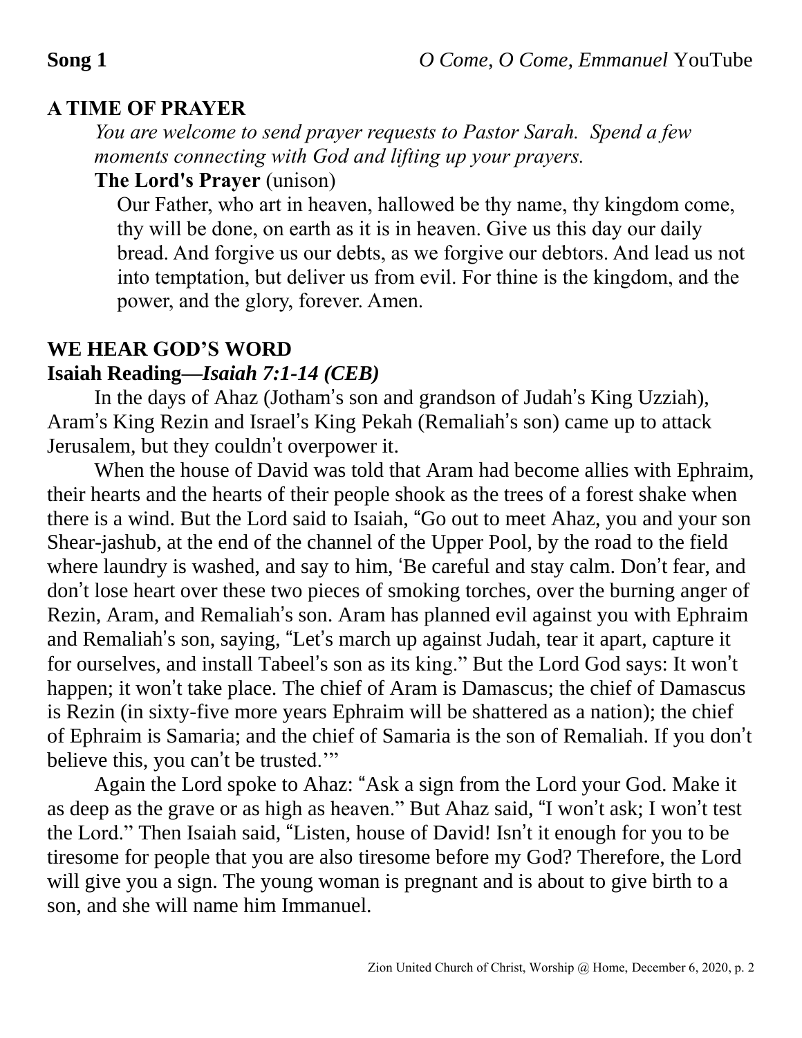**Song 1** *O Come, O Come, Emmanuel* YouTube

## A TIME OF PRAYER

*You are welcome to send prayer requests to Pastor Sarah. Spend a few moments connecting with God and lifting up your prayers.*

**The Lord's Prayer** (unison)

Our Father, who art in heaven, hallowed be thy name, thy kingdom come, thy will be done, on earth as it is in heaven. Give us this day our daily bread. And forgive us our debts, as we forgive our debtors. And lead us not into temptation, but deliver us from evil. For thine is the kingdom, and the power, and the glory, forever. Amen.

## WE HEAR GOD'S WORD

**Isaiah Reading—*Isaiah 7:1-14 (CEB)***

In the days of Ahaz (Jotham's son and grandson of Judah's King Uzziah), Aram's King Rezin and Israel's King Pekah (Remaliah's son) came up to attack Jerusalem, but they couldn't overpower it.

When the house of David was told that Aram had become allies with Ephraim, their hearts and the hearts of their people shook as the trees of a forest shake when there is a wind. But the Lord said to Isaiah, "Go out to meet Ahaz, you and your son Shear-jashub, at the end of the channel of the Upper Pool, by the road to the field where laundry is washed, and say to him, 'Be careful and stay calm. Don't fear, and don't lose heart over these two pieces of smoking torches, over the burning anger of Rezin, Aram, and Remaliah's son. Aram has planned evil against you with Ephraim and Remaliah's son, saying, "Let's march up against Judah, tear it apart, capture it for ourselves, and install Tabeel's son as its king." But the Lord God says: It won't happen; it won't take place. The chief of Aram is Damascus; the chief of Damascus is Rezin (in sixty-five more years Ephraim will be shattered as a nation); the chief of Ephraim is Samaria; and the chief of Samaria is the son of Remaliah. If you don't believe this, you can't be trusted.'"

Again the Lord spoke to Ahaz: "Ask a sign from the Lord your God. Make it as deep as the grave or as high as heaven." But Ahaz said, "I won't ask; I won't test the Lord." Then Isaiah said, "Listen, house of David! Isn't it enough for you to be tiresome for people that you are also tiresome before my God? Therefore, the Lord will give you a sign. The young woman is pregnant and is about to give birth to a son, and she will name him Immanuel.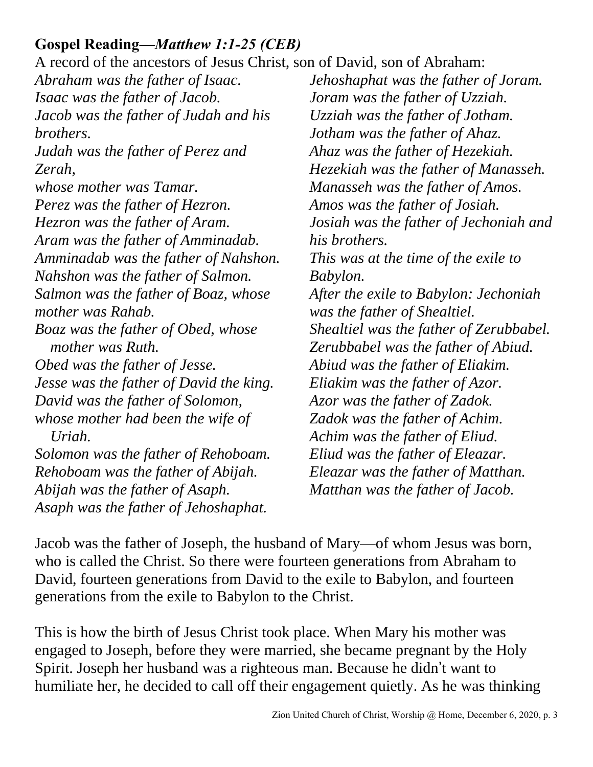**Gospel Reading—*Matthew 1:1-25 (CEB)***

A record of the ancestors of Jesus Christ, son of David, son of Abraham:

*Abraham was the father of Isaac.*
*Isaac was the father of Jacob.*
*Jacob was the father of Judah and his brothers.*
*Judah was the father of Perez and Zerah,*
*whose mother was Tamar.*
*Perez was the father of Hezron.*
*Hezron was the father of Aram.*
*Aram was the father of Amminadab.*
*Amminadab was the father of Nahshon.*
*Nahshon was the father of Salmon.*
*Salmon was the father of Boaz, whose mother was Rahab.*
*Boaz was the father of Obed, whose mother was Ruth.*
*Obed was the father of Jesse.*
*Jesse was the father of David the king.*
*David was the father of Solomon, whose mother had been the wife of Uriah.*
*Solomon was the father of Rehoboam.*
*Rehoboam was the father of Abijah.*
*Abijah was the father of Asaph.*
*Asaph was the father of Jehoshaphat.*
*Jehoshaphat was the father of Joram.*
*Joram was the father of Uzziah.*
*Uzziah was the father of Jotham.*
*Jotham was the father of Ahaz.*
*Ahaz was the father of Hezekiah.*
*Hezekiah was the father of Manasseh.*
*Manasseh was the father of Amos.*
*Amos was the father of Josiah.*
*Josiah was the father of Jechoniah and his brothers.*
*This was at the time of the exile to Babylon.*
*After the exile to Babylon: Jechoniah was the father of Shealtiel.*
*Shealtiel was the father of Zerubbabel.*
*Zerubbabel was the father of Abiud.*
*Abiud was the father of Eliakim.*
*Eliakim was the father of Azor.*
*Azor was the father of Zadok.*
*Zadok was the father of Achim.*
*Achim was the father of Eliud.*
*Eliud was the father of Eleazar.*
*Eleazar was the father of Matthan.*
*Matthan was the father of Jacob.*

Jacob was the father of Joseph, the husband of Mary—of whom Jesus was born, who is called the Christ. So there were fourteen generations from Abraham to David, fourteen generations from David to the exile to Babylon, and fourteen generations from the exile to Babylon to the Christ.

This is how the birth of Jesus Christ took place. When Mary his mother was engaged to Joseph, before they were married, she became pregnant by the Holy Spirit. Joseph her husband was a righteous man. Because he didn't want to humiliate her, he decided to call off their engagement quietly. As he was thinking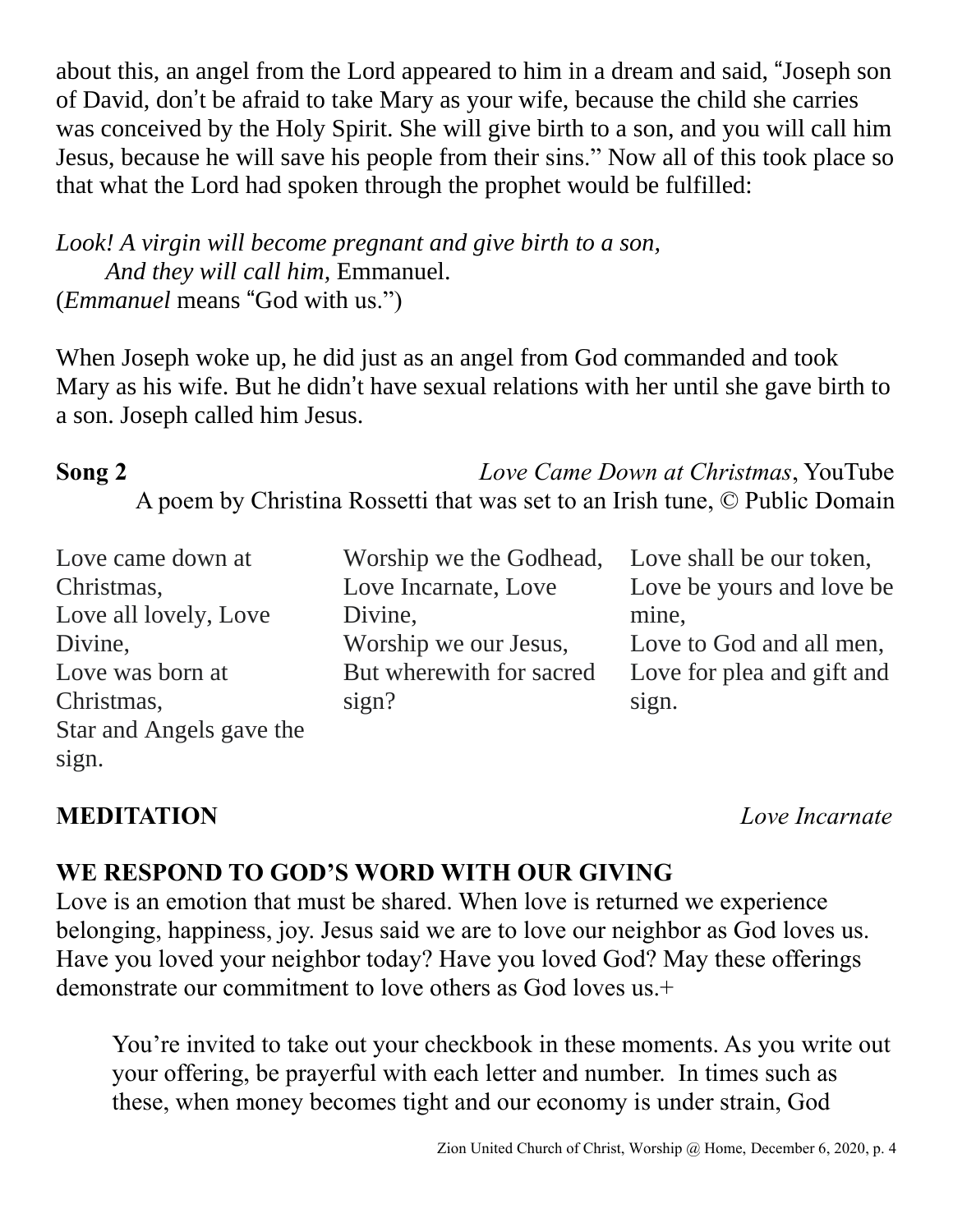about this, an angel from the Lord appeared to him in a dream and said, "Joseph son of David, don't be afraid to take Mary as your wife, because the child she carries was conceived by the Holy Spirit. She will give birth to a son, and you will call him Jesus, because he will save his people from their sins." Now all of this took place so that what the Lord had spoken through the prophet would be fulfilled:

*Look! A virgin will become pregnant and give birth to a son,*
*And they will call him,* Emmanuel.
(*Emmanuel* means "God with us.")

When Joseph woke up, he did just as an angel from God commanded and took Mary as his wife. But he didn't have sexual relations with her until she gave birth to a son. Joseph called him Jesus.

**Song 2** *Love Came Down at Christmas*, YouTube
A poem by Christina Rossetti that was set to an Irish tune, © Public Domain

Love came down at Christmas,
Love all lovely, Love Divine,
Love was born at Christmas,
Star and Angels gave the sign.

Worship we the Godhead,
Love Incarnate, Love Divine,
Worship we our Jesus,
But wherewith for sacred sign?

Love shall be our token,
Love be yours and love be mine,
Love to God and all men,
Love for plea and gift and sign.

**MEDITATION** *Love Incarnate*

**WE RESPOND TO GOD'S WORD WITH OUR GIVING**
Love is an emotion that must be shared. When love is returned we experience belonging, happiness, joy. Jesus said we are to love our neighbor as God loves us. Have you loved your neighbor today? Have you loved God? May these offerings demonstrate our commitment to love others as God loves us.+

You're invited to take out your checkbook in these moments. As you write out your offering, be prayerful with each letter and number. In times such as these, when money becomes tight and our economy is under strain, God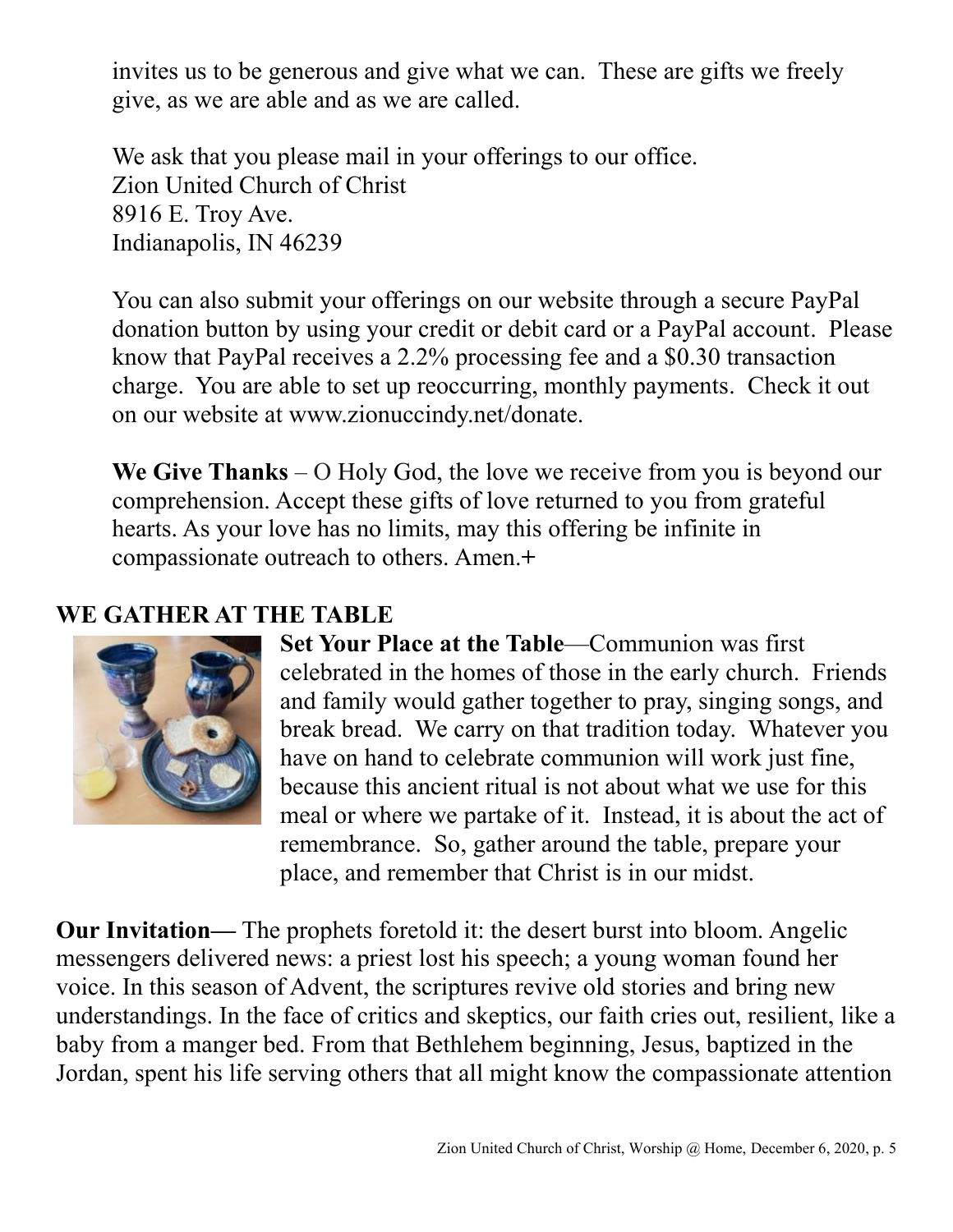invites us to be generous and give what we can. These are gifts we freely give, as we are able and as we are called.

We ask that you please mail in your offerings to our office.
Zion United Church of Christ
8916 E. Troy Ave.
Indianapolis, IN 46239

You can also submit your offerings on our website through a secure PayPal donation button by using your credit or debit card or a PayPal account. Please know that PayPal receives a 2.2% processing fee and a $0.30 transaction charge. You are able to set up reoccurring, monthly payments. Check it out on our website at www.zionuccindy.net/donate.

**We Give Thanks** – O Holy God, the love we receive from you is beyond our comprehension. Accept these gifts of love returned to you from grateful hearts. As your love has no limits, may this offering be infinite in compassionate outreach to others. Amen.+

## WE GATHER AT THE TABLE

**Set Your Place at the Table**—Communion was first celebrated in the homes of those in the early church. Friends and family would gather together to pray, singing songs, and break bread. We carry on that tradition today. Whatever you have on hand to celebrate communion will work just fine, because this ancient ritual is not about what we use for this meal or where we partake of it. Instead, it is about the act of remembrance. So, gather around the table, prepare your place, and remember that Christ is in our midst.

**Our Invitation—** The prophets foretold it: the desert burst into bloom. Angelic messengers delivered news: a priest lost his speech; a young woman found her voice. In this season of Advent, the scriptures revive old stories and bring new understandings. In the face of critics and skeptics, our faith cries out, resilient, like a baby from a manger bed. From that Bethlehem beginning, Jesus, baptized in the Jordan, spent his life serving others that all might know the compassionate attention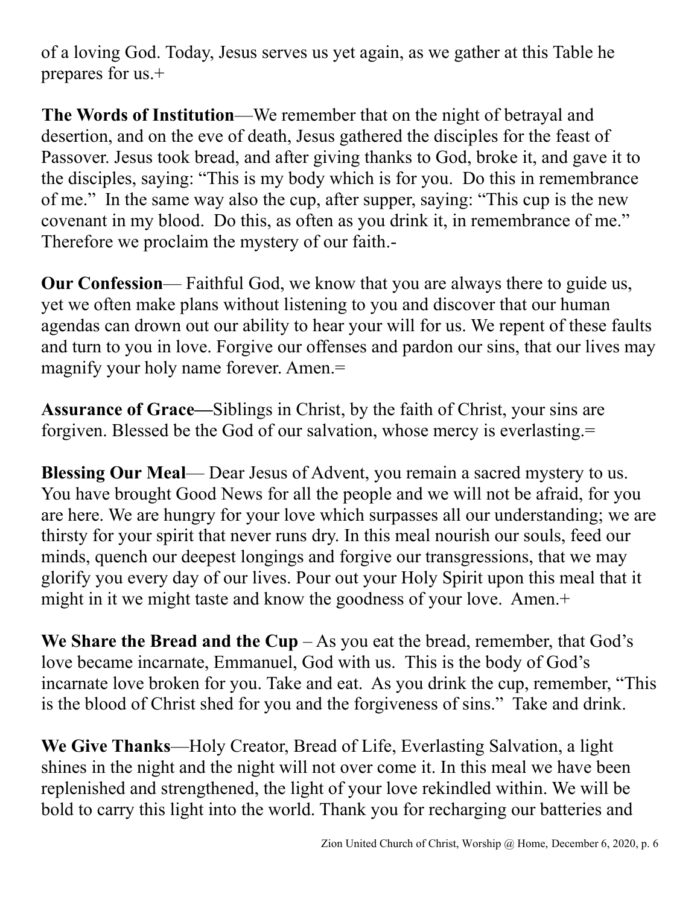of a loving God. Today, Jesus serves us yet again, as we gather at this Table he prepares for us.+

**The Words of Institution**—We remember that on the night of betrayal and desertion, and on the eve of death, Jesus gathered the disciples for the feast of Passover. Jesus took bread, and after giving thanks to God, broke it, and gave it to the disciples, saying: “This is my body which is for you.  Do this in remembrance of me.”  In the same way also the cup, after supper, saying: “This cup is the new covenant in my blood.  Do this, as often as you drink it, in remembrance of me.” Therefore we proclaim the mystery of our faith.-

**Our Confession**— Faithful God, we know that you are always there to guide us, yet we often make plans without listening to you and discover that our human agendas can drown out our ability to hear your will for us. We repent of these faults and turn to you in love. Forgive our offenses and pardon our sins, that our lives may magnify your holy name forever. Amen.=

**Assurance of Grace—**Siblings in Christ, by the faith of Christ, your sins are forgiven. Blessed be the God of our salvation, whose mercy is everlasting.=

**Blessing Our Meal**— Dear Jesus of Advent, you remain a sacred mystery to us. You have brought Good News for all the people and we will not be afraid, for you are here. We are hungry for your love which surpasses all our understanding; we are thirsty for your spirit that never runs dry. In this meal nourish our souls, feed our minds, quench our deepest longings and forgive our transgressions, that we may glorify you every day of our lives. Pour out your Holy Spirit upon this meal that it might in it we might taste and know the goodness of your love.  Amen.+

**We Share the Bread and the Cup** – As you eat the bread, remember, that God’s love became incarnate, Emmanuel, God with us.  This is the body of God’s incarnate love broken for you. Take and eat.  As you drink the cup, remember, “This is the blood of Christ shed for you and the forgiveness of sins.”  Take and drink.

**We Give Thanks**—Holy Creator, Bread of Life, Everlasting Salvation, a light shines in the night and the night will not over come it. In this meal we have been replenished and strengthened, the light of your love rekindled within. We will be bold to carry this light into the world. Thank you for recharging our batteries and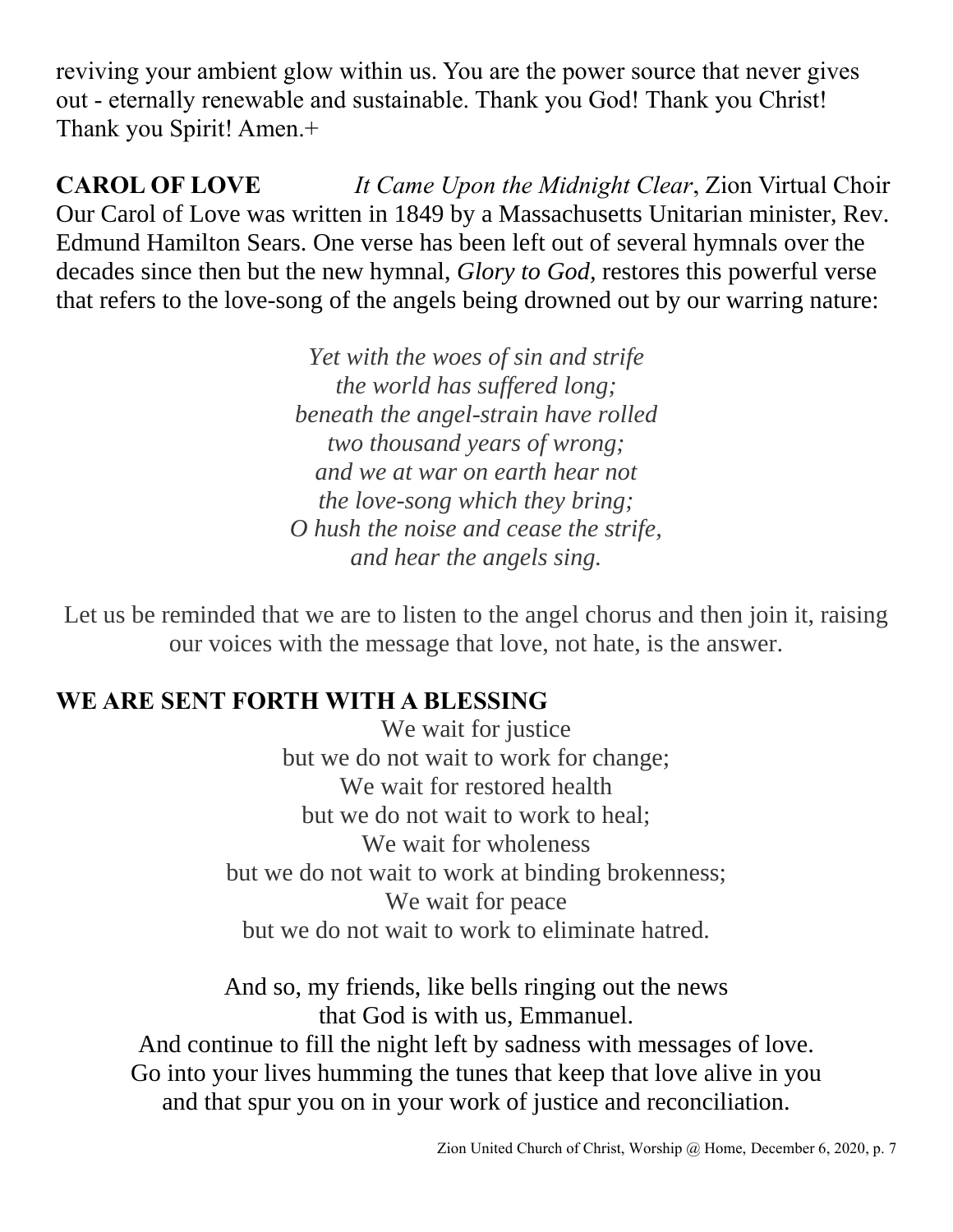reviving your ambient glow within us. You are the power source that never gives out - eternally renewable and sustainable. Thank you God! Thank you Christ! Thank you Spirit! Amen.+

**CAROL OF LOVE** *It Came Upon the Midnight Clear*, Zion Virtual Choir

Our Carol of Love was written in 1849 by a Massachusetts Unitarian minister, Rev. Edmund Hamilton Sears. One verse has been left out of several hymnals over the decades since then but the new hymnal, *Glory to God,* restores this powerful verse that refers to the love-song of the angels being drowned out by our warring nature:

*Yet with the woes of sin and strife*
*the world has suffered long;*
*beneath the angel-strain have rolled*
*two thousand years of wrong;*
*and we at war on earth hear not*
*the love-song which they bring;*
*O hush the noise and cease the strife,*
*and hear the angels sing.*

Let us be reminded that we are to listen to the angel chorus and then join it, raising our voices with the message that love, not hate, is the answer.

**WE ARE SENT FORTH WITH A BLESSING**

We wait for justice
but we do not wait to work for change;
We wait for restored health
but we do not wait to work to heal;
We wait for wholeness
but we do not wait to work at binding brokenness;
We wait for peace
but we do not wait to work to eliminate hatred.

And so, my friends, like bells ringing out the news
that God is with us, Emmanuel.
And continue to fill the night left by sadness with messages of love.
Go into your lives humming the tunes that keep that love alive in you
and that spur you on in your work of justice and reconciliation.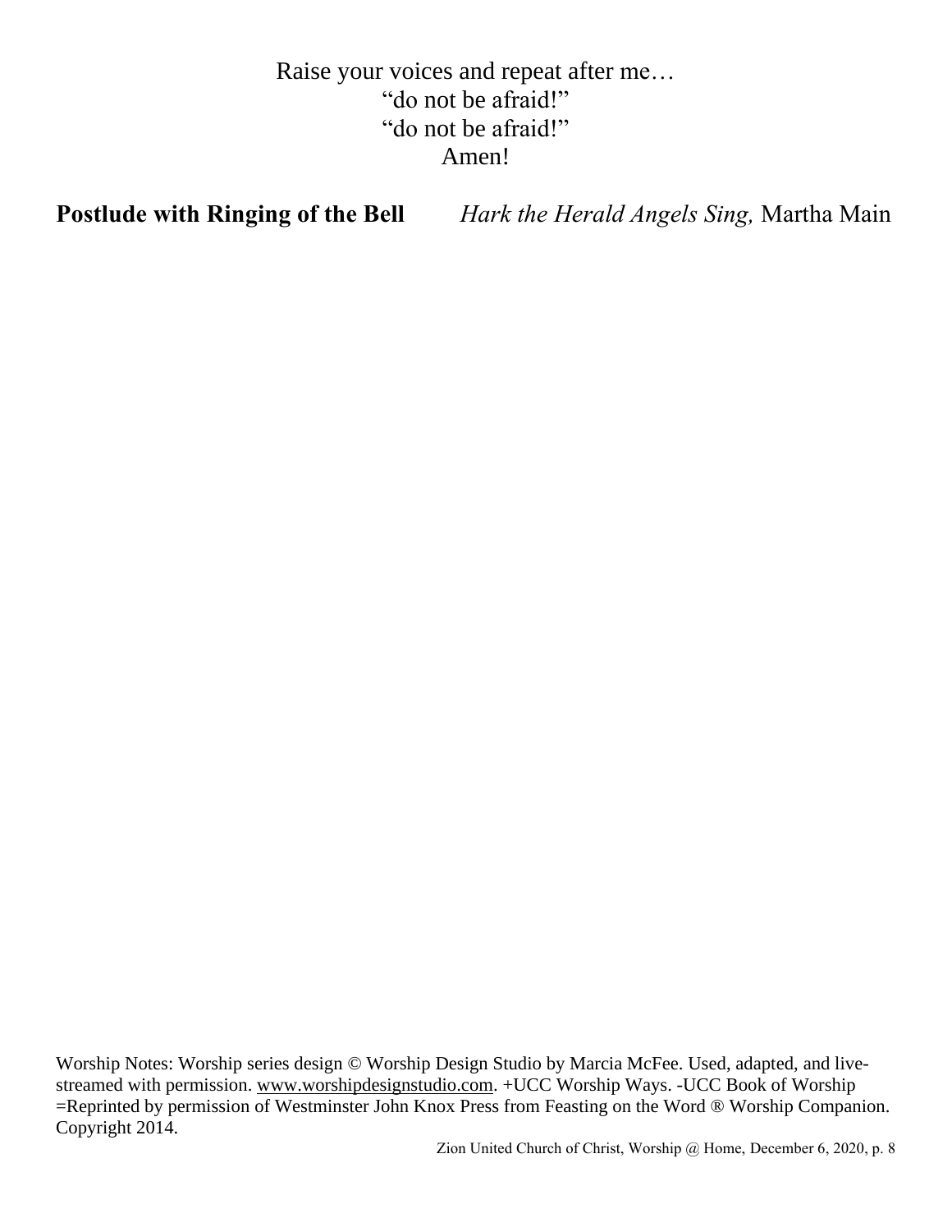Raise your voices and repeat after me…
"do not be afraid!"
"do not be afraid!"
Amen!

**Postlude with Ringing of the Bell** *Hark the Herald Angels Sing,* Martha Main

Worship Notes: Worship series design © Worship Design Studio by Marcia McFee. Used, adapted, and live-streamed with permission. www.worshipdesignstudio.com. +UCC Worship Ways. -UCC Book of Worship =Reprinted by permission of Westminster John Knox Press from Feasting on the Word ® Worship Companion. Copyright 2014.